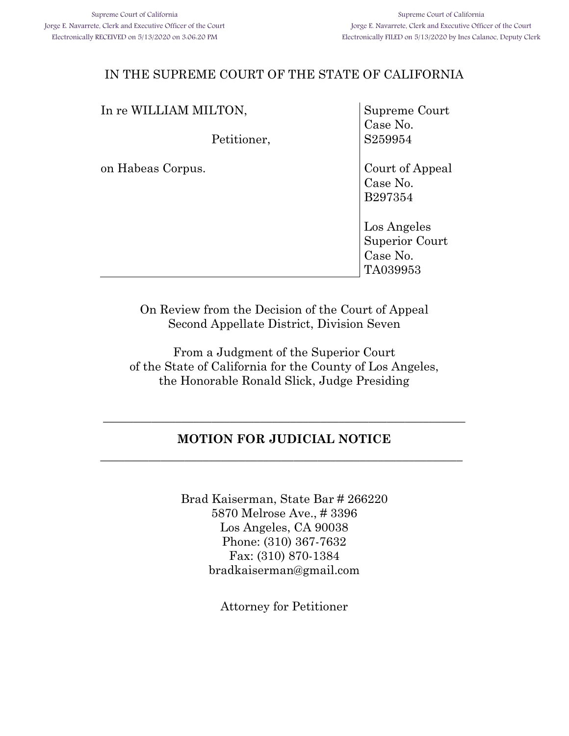Supreme Court of California
Jorge E. Navarrete, Clerk and Executive Officer of the Court
Electronically RECEIVED on 5/13/2020 on 3:06:20 PM

Supreme Court of California
Jorge E. Navarrete, Clerk and Executive Officer of the Court
Electronically FILED on 5/13/2020 by Ines Calanoc, Deputy Clerk

IN THE SUPREME COURT OF THE STATE OF CALIFORNIA

| | |
|---|---|
| In re WILLIAM MILTON,<br><br>Petitioner,<br><br>on Habeas Corpus. | Supreme Court Case No. S259954<br><br>Court of Appeal Case No. B297354<br><br>Los Angeles Superior Court Case No. TA039953 |

On Review from the Decision of the Court of Appeal
Second Appellate District, Division Seven

From a Judgment of the Superior Court
of the State of California for the County of Los Angeles,
the Honorable Ronald Slick, Judge Presiding

---

## MOTION FOR JUDICIAL NOTICE

---

Brad Kaiserman, State Bar # 266220
5870 Melrose Ave., # 3396
Los Angeles, CA 90038
Phone: (310) 367-7632
Fax: (310) 870-1384
bradkaiserman@gmail.com

Attorney for Petitioner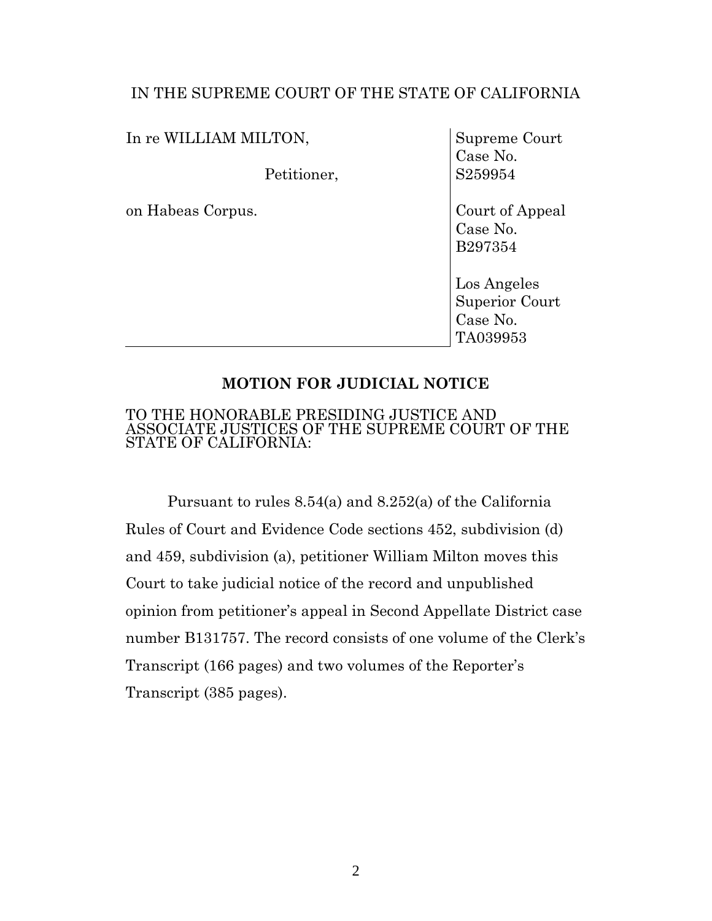IN THE SUPREME COURT OF THE STATE OF CALIFORNIA

| | |
|---|---|
| In re WILLIAM MILTON,<br><br>Petitioner,<br><br>on Habeas Corpus. | Supreme Court Case No. S259954<br><br>Court of Appeal Case No. B297354<br><br>Los Angeles Superior Court Case No. TA039953 |

**MOTION FOR JUDICIAL NOTICE**

TO THE HONORABLE PRESIDING JUSTICE AND ASSOCIATE JUSTICES OF THE SUPREME COURT OF THE STATE OF CALIFORNIA:

Pursuant to rules 8.54(a) and 8.252(a) of the California Rules of Court and Evidence Code sections 452, subdivision (d) and 459, subdivision (a), petitioner William Milton moves this Court to take judicial notice of the record and unpublished opinion from petitioner's appeal in Second Appellate District case number B131757. The record consists of one volume of the Clerk's Transcript (166 pages) and two volumes of the Reporter's Transcript (385 pages).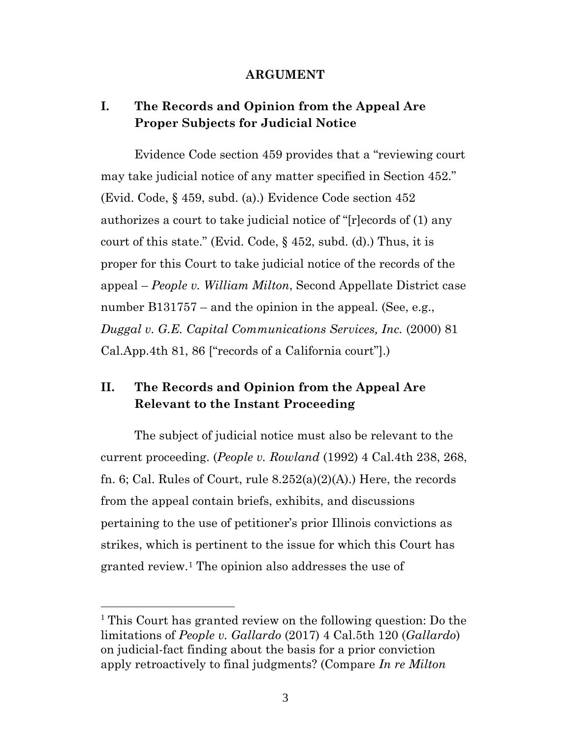## ARGUMENT

### I. The Records and Opinion from the Appeal Are Proper Subjects for Judicial Notice

Evidence Code section 459 provides that a "reviewing court may take judicial notice of any matter specified in Section 452." (Evid. Code, § 459, subd. (a).) Evidence Code section 452 authorizes a court to take judicial notice of "[r]ecords of (1) any court of this state." (Evid. Code, § 452, subd. (d).) Thus, it is proper for this Court to take judicial notice of the records of the appeal – *People v. William Milton*, Second Appellate District case number B131757 – and the opinion in the appeal. (See, e.g., *Duggal v. G.E. Capital Communications Services, Inc.* (2000) 81 Cal.App.4th 81, 86 ["records of a California court"].)

### II. The Records and Opinion from the Appeal Are Relevant to the Instant Proceeding

The subject of judicial notice must also be relevant to the current proceeding. (*People v. Rowland* (1992) 4 Cal.4th 238, 268, fn. 6; Cal. Rules of Court, rule 8.252(a)(2)(A).) Here, the records from the appeal contain briefs, exhibits, and discussions pertaining to the use of petitioner's prior Illinois convictions as strikes, which is pertinent to the issue for which this Court has granted review.[1] The opinion also addresses the use of

---

[1] This Court has granted review on the following question: Do the limitations of *People v. Gallardo* (2017) 4 Cal.5th 120 (*Gallardo*) on judicial-fact finding about the basis for a prior conviction apply retroactively to final judgments? (Compare *In re Milton*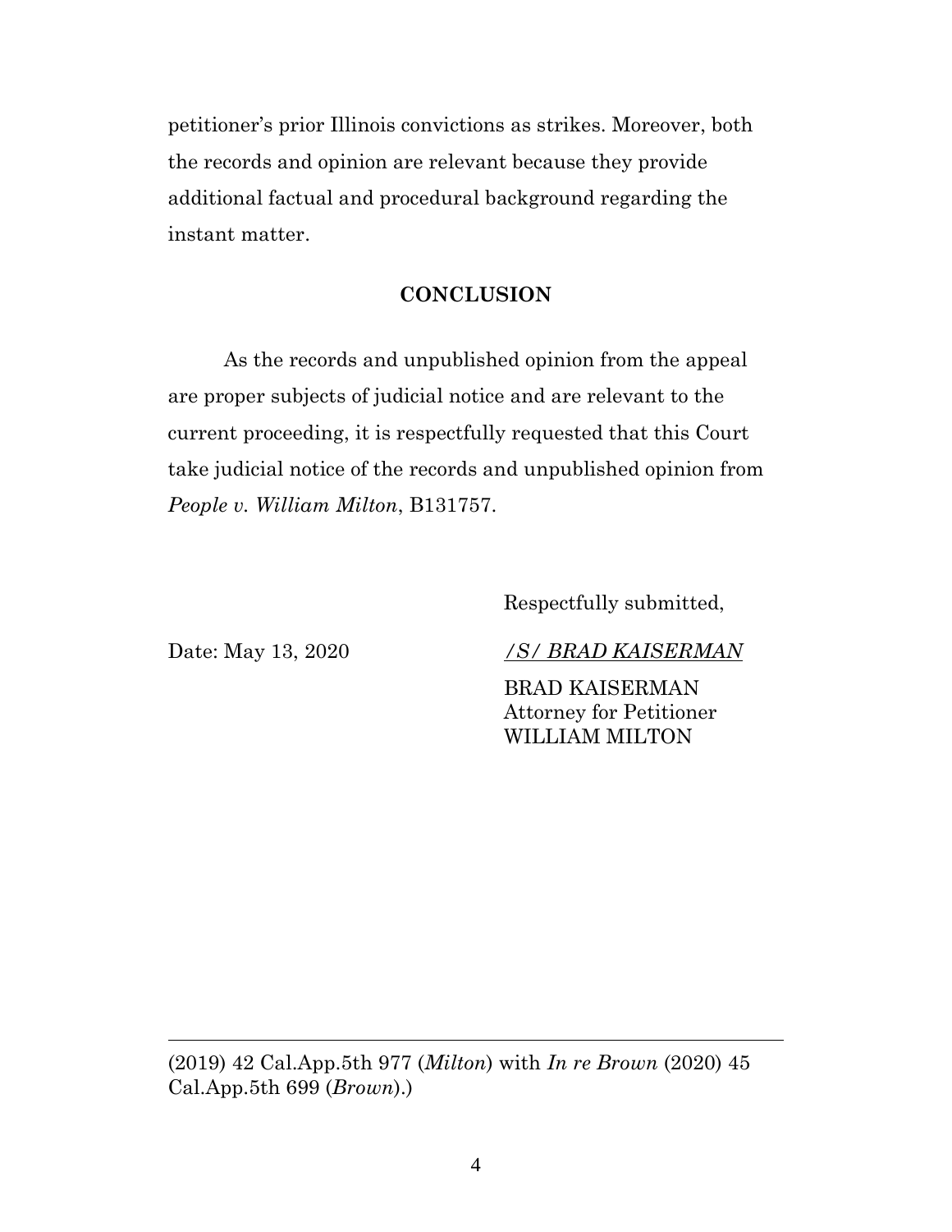petitioner's prior Illinois convictions as strikes. Moreover, both the records and opinion are relevant because they provide additional factual and procedural background regarding the instant matter.

## CONCLUSION

As the records and unpublished opinion from the appeal are proper subjects of judicial notice and are relevant to the current proceeding, it is respectfully requested that this Court take judicial notice of the records and unpublished opinion from *People v. William Milton*, B131757.

Respectfully submitted,

Date: May 13, 2020

*/S/ BRAD KAISERMAN*

BRAD KAISERMAN
Attorney for Petitioner
WILLIAM MILTON

---

(2019) 42 Cal.App.5th 977 (*Milton*) with *In re Brown* (2020) 45 Cal.App.5th 699 (*Brown*).)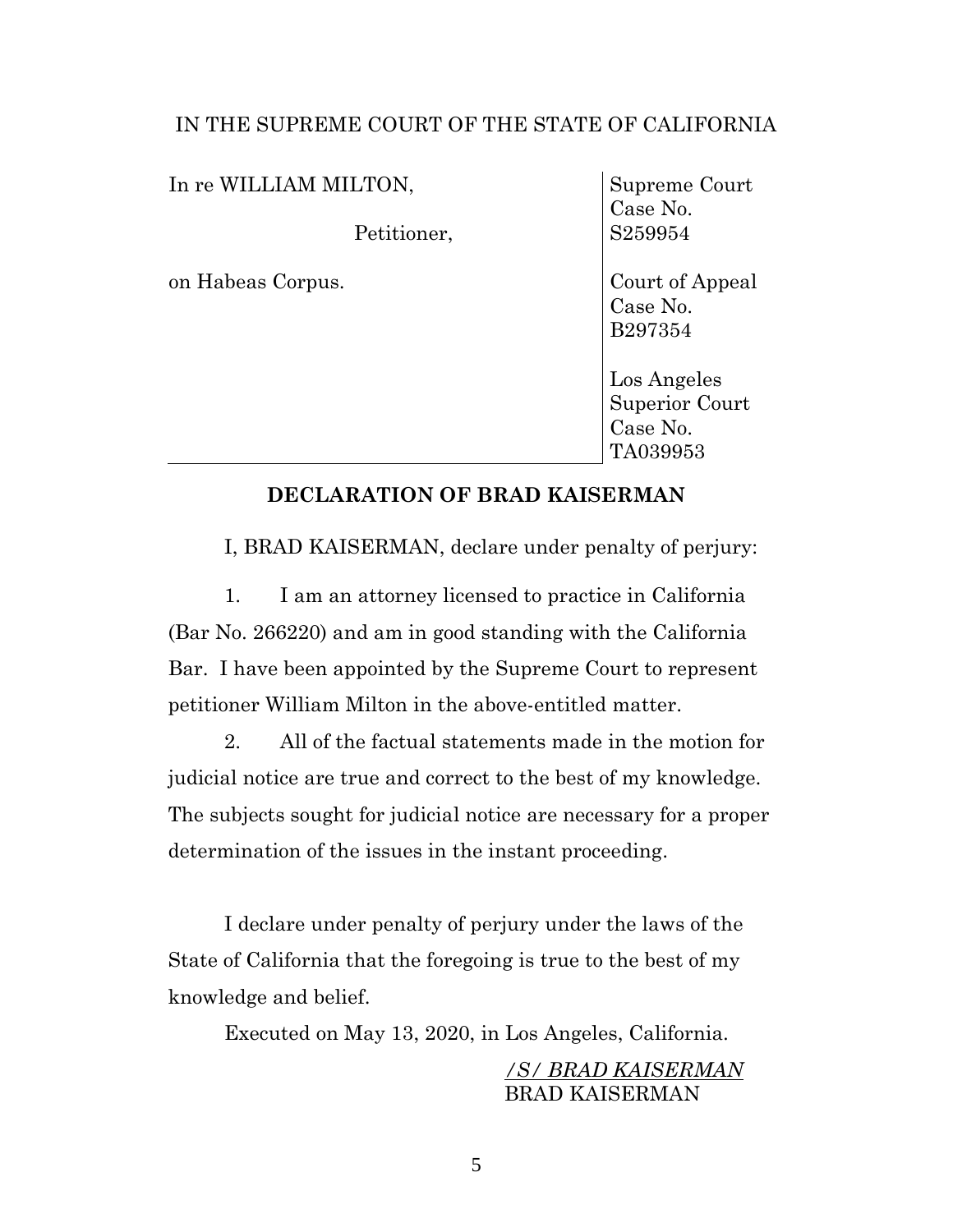IN THE SUPREME COURT OF THE STATE OF CALIFORNIA

| In re WILLIAM MILTON, Petitioner, on Habeas Corpus. | Supreme Court Case No. S259954 |
|---|---|
| | Court of Appeal Case No. B297354 |
| | Los Angeles Superior Court Case No. TA039953 |

**DECLARATION OF BRAD KAISERMAN**

I, BRAD KAISERMAN, declare under penalty of perjury:

1. I am an attorney licensed to practice in California (Bar No. 266220) and am in good standing with the California Bar. I have been appointed by the Supreme Court to represent petitioner William Milton in the above-entitled matter.

2. All of the factual statements made in the motion for judicial notice are true and correct to the best of my knowledge. The subjects sought for judicial notice are necessary for a proper determination of the issues in the instant proceeding.

I declare under penalty of perjury under the laws of the State of California that the foregoing is true to the best of my knowledge and belief.

Executed on May 13, 2020, in Los Angeles, California.

*/S/ BRAD KAISERMAN*
BRAD KAISERMAN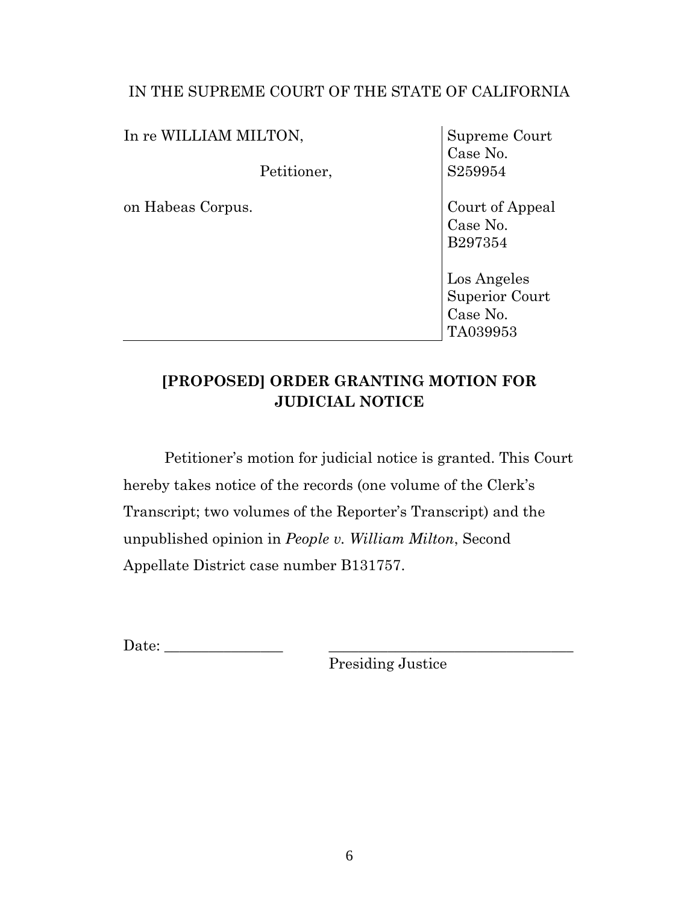IN THE SUPREME COURT OF THE STATE OF CALIFORNIA

| | |
|---|---|
| In re WILLIAM MILTON,<br><br>Petitioner,<br><br>on Habeas Corpus. | Supreme Court Case No. S259954<br><br>Court of Appeal Case No. B297354<br><br>Los Angeles Superior Court Case No. TA039953 |

## [PROPOSED] ORDER GRANTING MOTION FOR JUDICIAL NOTICE

Petitioner's motion for judicial notice is granted. This Court hereby takes notice of the records (one volume of the Clerk's Transcript; two volumes of the Reporter's Transcript) and the unpublished opinion in *People v. William Milton*, Second Appellate District case number B131757.

Date: ________________ ________________________________
Presiding Justice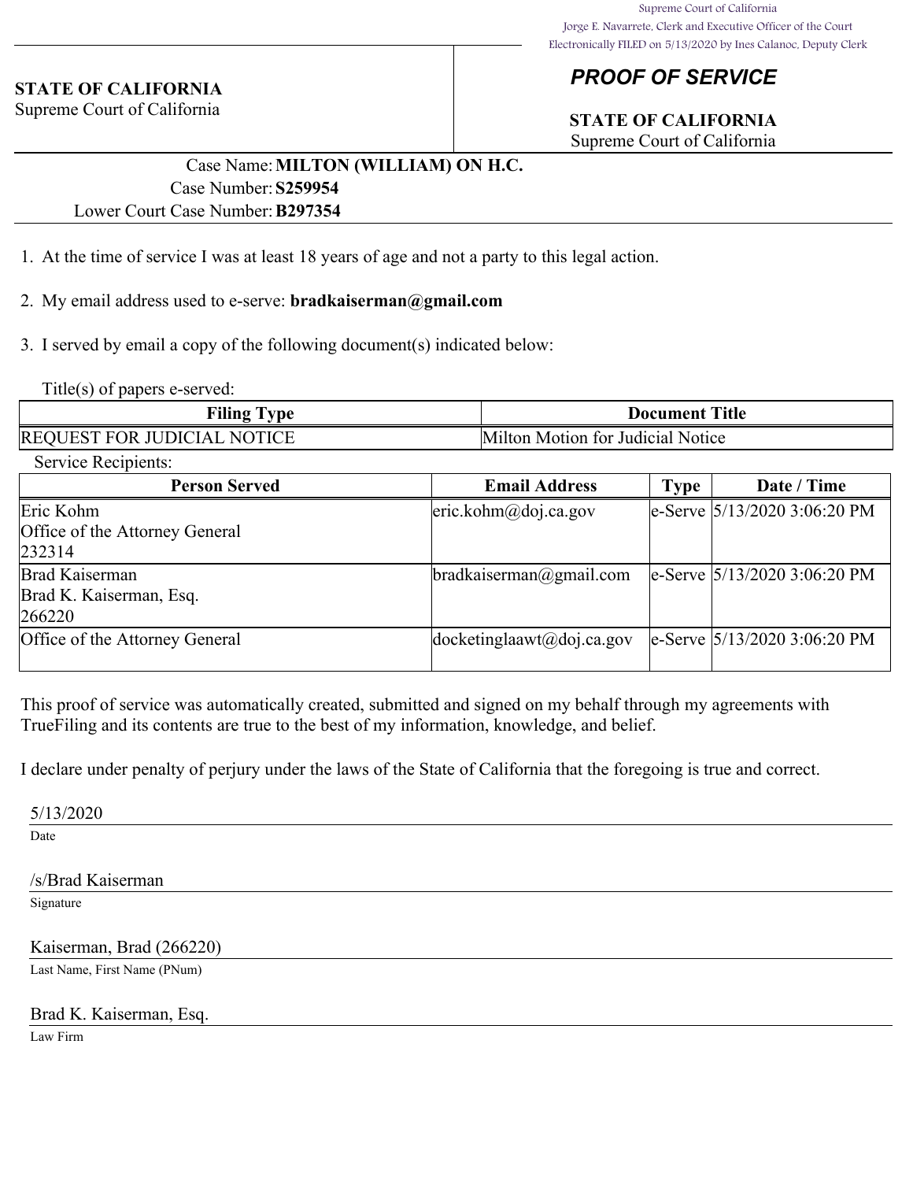Supreme Court of California
Jorge E. Navarrete, Clerk and Executive Officer of the Court
Electronically FILED on 5/13/2020 by Ines Calanoc, Deputy Clerk

**STATE OF CALIFORNIA**
Supreme Court of California

## *PROOF OF SERVICE*

**STATE OF CALIFORNIA**
Supreme Court of California

Case Name: **MILTON (WILLIAM) ON H.C.**
Case Number: **S259954**
Lower Court Case Number: **B297354**

1. At the time of service I was at least 18 years of age and not a party to this legal action.

2. My email address used to e-serve: **bradkaiserman@gmail.com**

3. I served by email a copy of the following document(s) indicated below:

Title(s) of papers e-served:

| Filing Type | Document Title |
| --- | --- |
| REQUEST FOR JUDICIAL NOTICE | Milton Motion for Judicial Notice |

Service Recipients:

| Person Served | Email Address | Type | Date / Time |
| --- | --- | --- | --- |
| Eric Kohm<br>Office of the Attorney General<br>232314 | eric.kohm@doj.ca.gov | e-Serve | 5/13/2020 3:06:20 PM |
| Brad Kaiserman<br>Brad K. Kaiserman, Esq.<br>266220 | bradkaiserman@gmail.com | e-Serve | 5/13/2020 3:06:20 PM |
| Office of the Attorney General | docketinglaawt@doj.ca.gov | e-Serve | 5/13/2020 3:06:20 PM |

This proof of service was automatically created, submitted and signed on my behalf through my agreements with TrueFiling and its contents are true to the best of my information, knowledge, and belief.

I declare under penalty of perjury under the laws of the State of California that the foregoing is true and correct.

5/13/2020
Date

/s/Brad Kaiserman
Signature

Kaiserman, Brad (266220)
Last Name, First Name (PNum)

Brad K. Kaiserman, Esq.
Law Firm